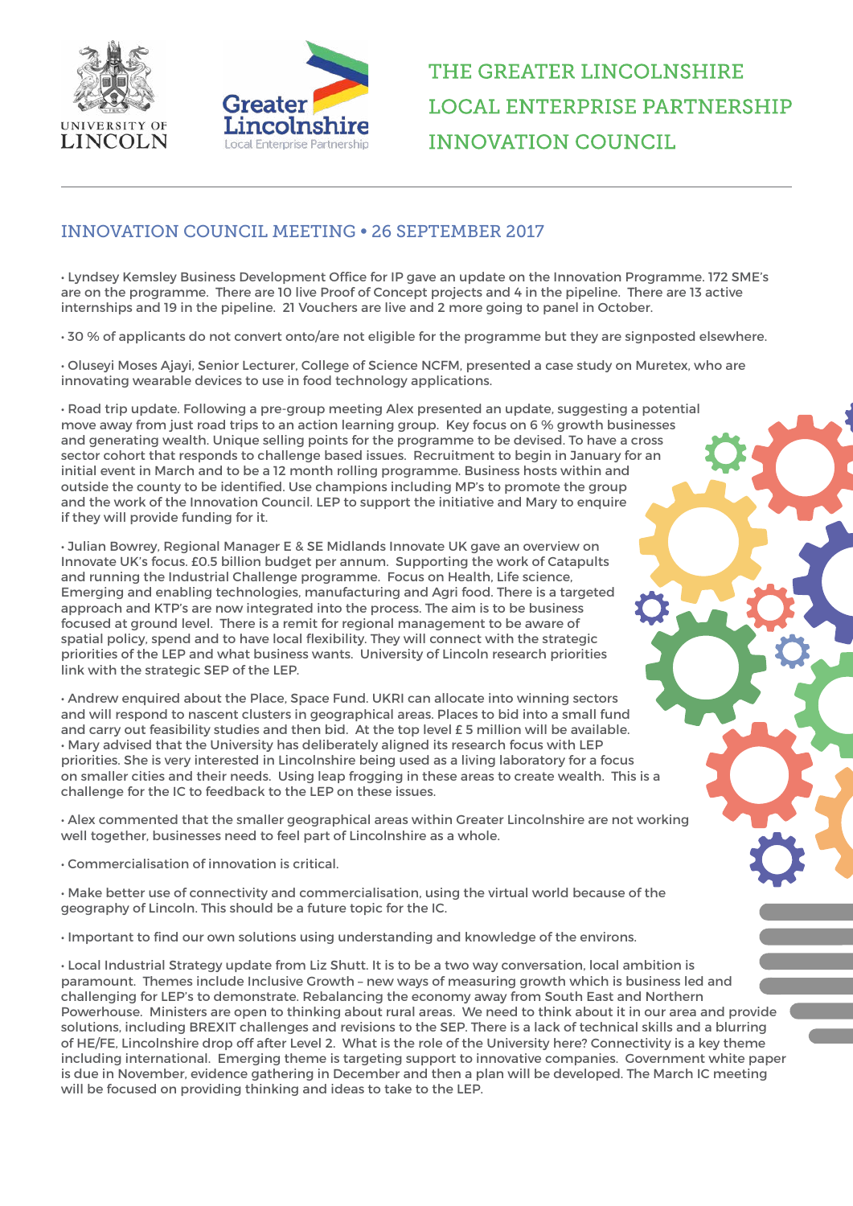UNIVERSITY OF LINCOLN

Greater Lincolnshire Local Enterprise Partnership

# THE GREATER LINCOLNSHIRE LOCAL ENTERPRISE PARTNERSHIP INNOVATION COUNCIL

## INNOVATION COUNCIL MEETING • 26 SEPTEMBER 2017

• Lyndsey Kemsley Business Development Office for IP gave an update on the Innovation Programme. 172 SME's are on the programme. There are 10 live Proof of Concept projects and 4 in the pipeline. There are 13 active internships and 19 in the pipeline. 21 Vouchers are live and 2 more going to panel in October.

• 30 % of applicants do not convert onto/are not eligible for the programme but they are signposted elsewhere.

• Oluseyi Moses Ajayi, Senior Lecturer, College of Science NCFM, presented a case study on Muretex, who are innovating wearable devices to use in food technology applications.

• Road trip update. Following a pre-group meeting Alex presented an update, suggesting a potential move away from just road trips to an action learning group. Key focus on 6 % growth businesses and generating wealth. Unique selling points for the programme to be devised. To have a cross sector cohort that responds to challenge based issues. Recruitment to begin in January for an initial event in March and to be a 12 month rolling programme. Business hosts within and outside the county to be identified. Use champions including MP's to promote the group and the work of the Innovation Council. LEP to support the initiative and Mary to enquire if they will provide funding for it.

• Julian Bowrey, Regional Manager E & SE Midlands Innovate UK gave an overview on Innovate UK's focus. £0.5 billion budget per annum. Supporting the work of Catapults and running the Industrial Challenge programme. Focus on Health, Life science, Emerging and enabling technologies, manufacturing and Agri food. There is a targeted approach and KTP's are now integrated into the process. The aim is to be business focused at ground level. There is a remit for regional management to be aware of spatial policy, spend and to have local flexibility. They will connect with the strategic priorities of the LEP and what business wants. University of Lincoln research priorities link with the strategic SEP of the LEP.

• Andrew enquired about the Place, Space Fund. UKRI can allocate into winning sectors and will respond to nascent clusters in geographical areas. Places to bid into a small fund and carry out feasibility studies and then bid. At the top level £ 5 million will be available.
• Mary advised that the University has deliberately aligned its research focus with LEP priorities. She is very interested in Lincolnshire being used as a living laboratory for a focus on smaller cities and their needs. Using leap frogging in these areas to create wealth. This is a challenge for the IC to feedback to the LEP on these issues.

• Alex commented that the smaller geographical areas within Greater Lincolnshire are not working well together, businesses need to feel part of Lincolnshire as a whole.

• Commercialisation of innovation is critical.

• Make better use of connectivity and commercialisation, using the virtual world because of the geography of Lincoln. This should be a future topic for the IC.

• Important to find our own solutions using understanding and knowledge of the environs.

• Local Industrial Strategy update from Liz Shutt. It is to be a two way conversation, local ambition is paramount. Themes include Inclusive Growth – new ways of measuring growth which is business led and challenging for LEP's to demonstrate. Rebalancing the economy away from South East and Northern Powerhouse. Ministers are open to thinking about rural areas. We need to think about it in our area and provide solutions, including BREXIT challenges and revisions to the SEP. There is a lack of technical skills and a blurring of HE/FE, Lincolnshire drop off after Level 2. What is the role of the University here? Connectivity is a key theme including international. Emerging theme is targeting support to innovative companies. Government white paper is due in November, evidence gathering in December and then a plan will be developed. The March IC meeting will be focused on providing thinking and ideas to take to the LEP.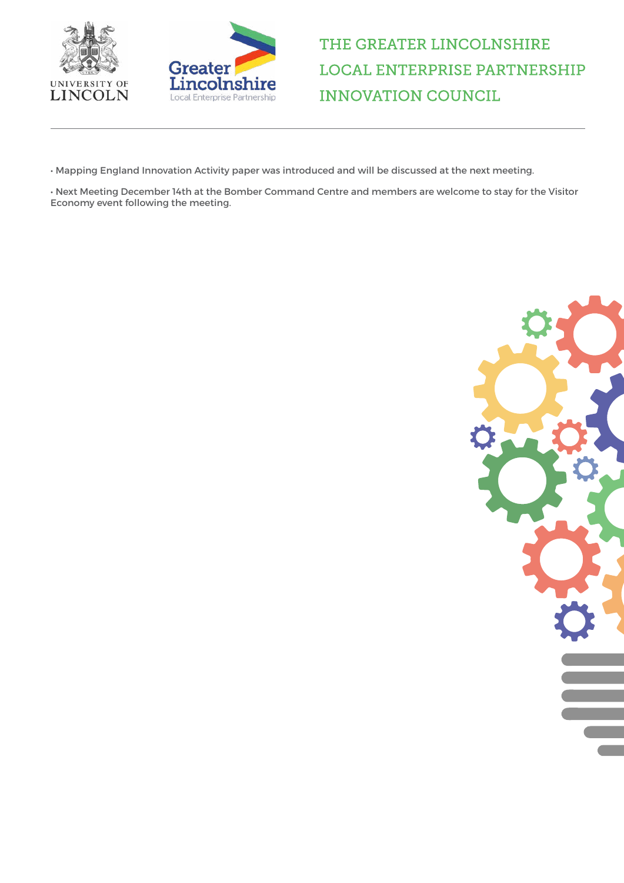- Mapping England Innovation Activity paper was introduced and will be discussed at the next meeting.
- Next Meeting December 14th at the Bomber Command Centre and members are welcome to stay for the Visitor Economy event following the meeting.